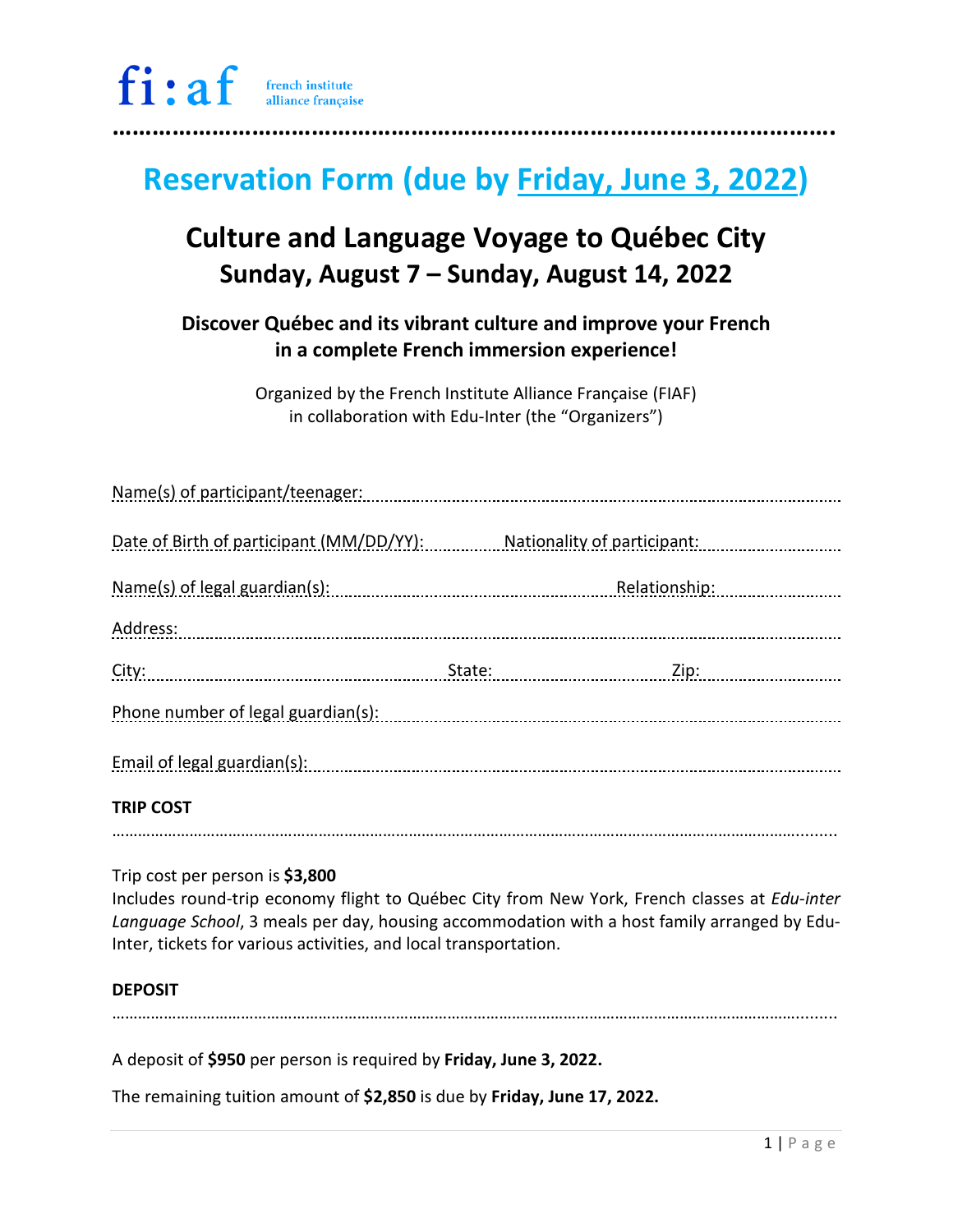fi:af french institute alliance française

# Reservation Form (due by Friday, June 3, 2022)

## Culture and Language Voyage to Québec City
### Sunday, August 7 – Sunday, August 14, 2022

**Discover Québec and its vibrant culture and improve your French in a complete French immersion experience!**

Organized by the French Institute Alliance Française (FIAF) in collaboration with Edu-Inter (the "Organizers")

Name(s) of participant/teenager: ..............................................................

Date of Birth of participant (MM/DD/YY): .................... Nationality of participant: ....................

Name(s) of legal guardian(s): .................................... Relationship: ....................

Address: ..............................................................

City: .................... State: .................... Zip: ....................

Phone number of legal guardian(s): ..............................................................

Email of legal guardian(s): ..............................................................

**TRIP COST**

Trip cost per person is **$3,800**
Includes round-trip economy flight to Québec City from New York, French classes at *Edu-inter Language School*, 3 meals per day, housing accommodation with a host family arranged by Edu-Inter, tickets for various activities, and local transportation.

**DEPOSIT**

A deposit of **$950** per person is required by **Friday, June 3, 2022.**

The remaining tuition amount of **$2,850** is due by **Friday, June 17, 2022.**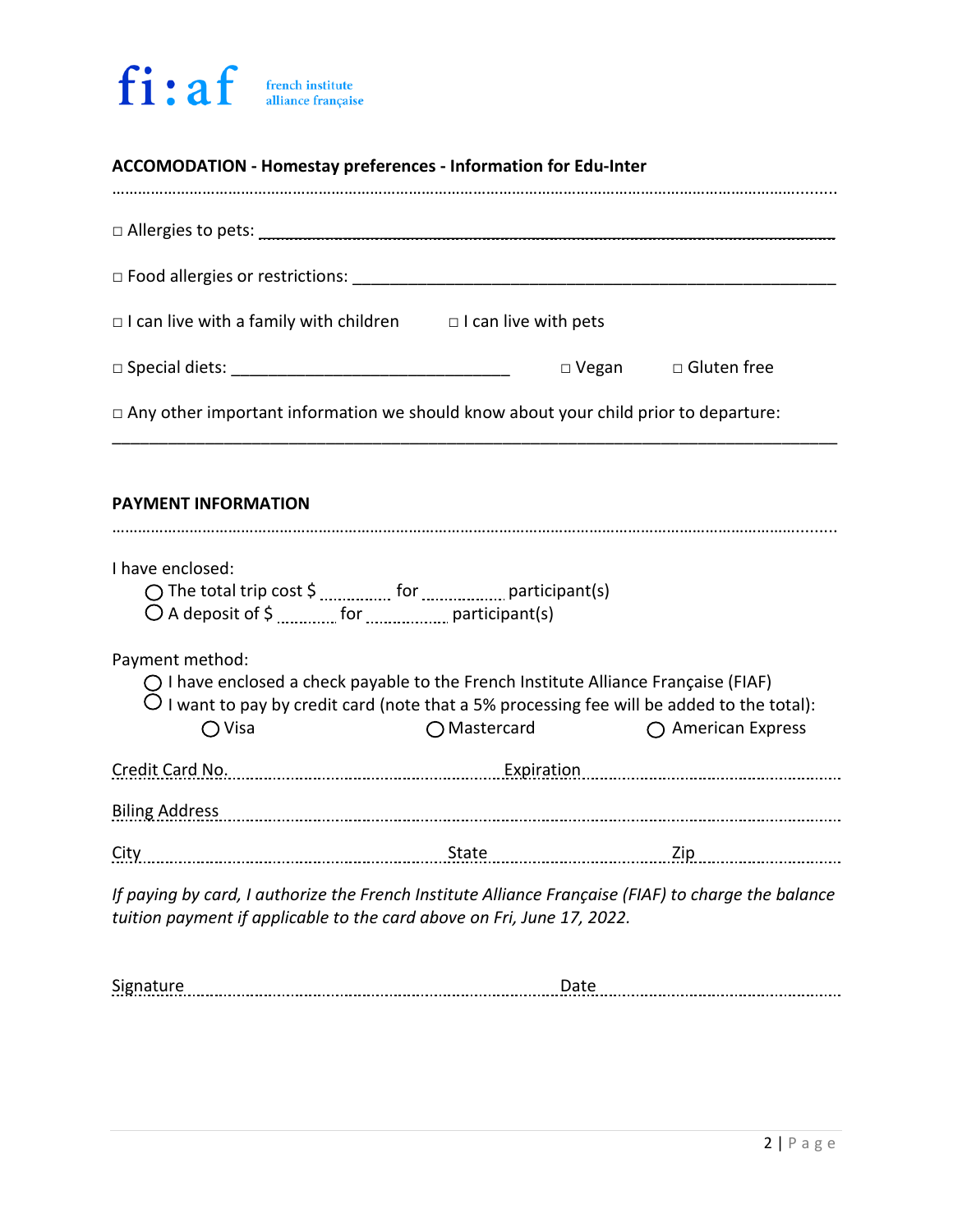fi:af french institute alliance française

**ACCOMODATION - Homestay preferences - Information for Edu-Inter**

□ Allergies to pets: ____________________

□ Food allergies or restrictions: ____________________

□ I can live with a family with children  □ I can live with pets

□ Special diets: ____________________  □ Vegan  □ Gluten free

□ Any other important information we should know about your child prior to departure:

____________________

**PAYMENT INFORMATION**

I have enclosed:

- ○ The total trip cost $ ........ for ........ participant(s)
- ○ A deposit of $ ........ for ........ participant(s)

Payment method:

- ○ I have enclosed a check payable to the French Institute Alliance Française (FIAF)
- ○ I want to pay by credit card (note that a 5% processing fee will be added to the total):
  - ○ Visa  ○ Mastercard  ○ American Express

Credit Card No. ........................ Expiration ........................

Biling Address ........................

City ........................ State ........................ Zip ........................

*If paying by card, I authorize the French Institute Alliance Française (FIAF) to charge the balance tuition payment if applicable to the card above on Fri, June 17, 2022.*

Signature ........................ Date ........................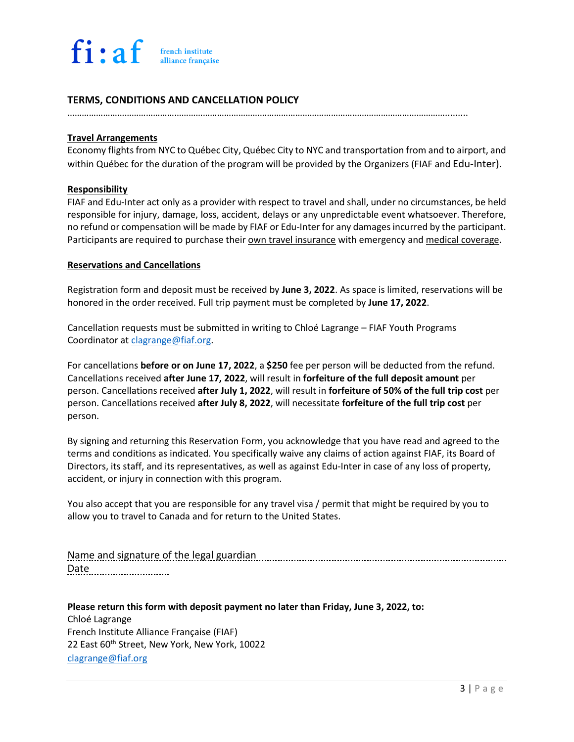fi:af french institute alliance française

## TERMS, CONDITIONS AND CANCELLATION POLICY

**Travel Arrangements**

Economy flights from NYC to Québec City, Québec City to NYC and transportation from and to airport, and within Québec for the duration of the program will be provided by the Organizers (FIAF and Edu-Inter).

**Responsibility**

FIAF and Edu-Inter act only as a provider with respect to travel and shall, under no circumstances, be held responsible for injury, damage, loss, accident, delays or any unpredictable event whatsoever. Therefore, no refund or compensation will be made by FIAF or Edu-Inter for any damages incurred by the participant. Participants are required to purchase their own travel insurance with emergency and medical coverage.

**Reservations and Cancellations**

Registration form and deposit must be received by **June 3, 2022**. As space is limited, reservations will be honored in the order received. Full trip payment must be completed by **June 17, 2022**.

Cancellation requests must be submitted in writing to Chloé Lagrange – FIAF Youth Programs Coordinator at clagrange@fiaf.org.

For cancellations **before or on June 17, 2022**, a **$250** fee per person will be deducted from the refund. Cancellations received **after June 17, 2022**, will result in **forfeiture of the full deposit amount** per person. Cancellations received **after July 1, 2022**, will result in **forfeiture of 50% of the full trip cost** per person. Cancellations received **after July 8, 2022**, will necessitate **forfeiture of the full trip cost** per person.

By signing and returning this Reservation Form, you acknowledge that you have read and agreed to the terms and conditions as indicated. You specifically waive any claims of action against FIAF, its Board of Directors, its staff, and its representatives, as well as against Edu-Inter in case of any loss of property, accident, or injury in connection with this program.

You also accept that you are responsible for any travel visa / permit that might be required by you to allow you to travel to Canada and for return to the United States.

Name and signature of the legal guardian ..........................................................................

Date ..............................

**Please return this form with deposit payment no later than Friday, June 3, 2022, to:**

Chloé Lagrange
French Institute Alliance Française (FIAF)
22 East 60th Street, New York, New York, 10022
clagrange@fiaf.org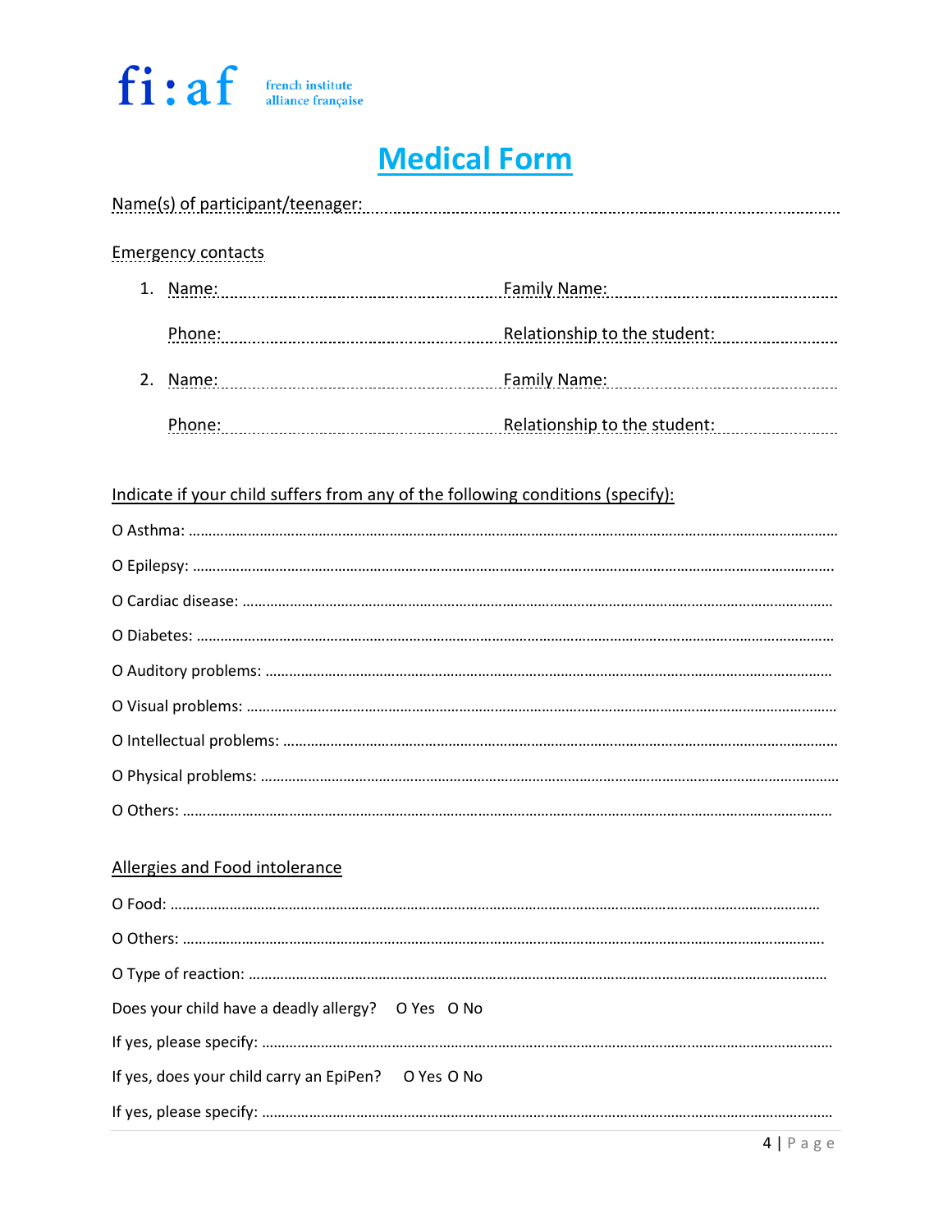fi:af french institute alliance française

# Medical Form

Name(s) of participant/teenager: ..................................................................................................

Emergency contacts

1. Name: .................................................. Family Name: ..................................................

   Phone: .................................................. Relationship to the student: ..................................

2. Name: .................................................. Family Name: ..................................................

   Phone: .................................................. Relationship to the student: ..................................

Indicate if your child suffers from any of the following conditions (specify):

O Asthma: ..........................................................................................................................................

O Epilepsy: ........................................................................................................................................

O Cardiac disease: ............................................................................................................................

O Diabetes: ........................................................................................................................................

O Auditory problems: ........................................................................................................................

O Visual problems: ............................................................................................................................

O Intellectual problems: ....................................................................................................................

O Physical problems: ........................................................................................................................

O Others: ............................................................................................................................................

Allergies and Food intolerance

O Food: ...............................................................................................................................................

O Others: ............................................................................................................................................

O Type of reaction: .............................................................................................................................

Does your child have a deadly allergy? O Yes O No

If yes, please specify: .........................................................................................................................

If yes, does your child carry an EpiPen? O Yes O No

If yes, please specify: .........................................................................................................................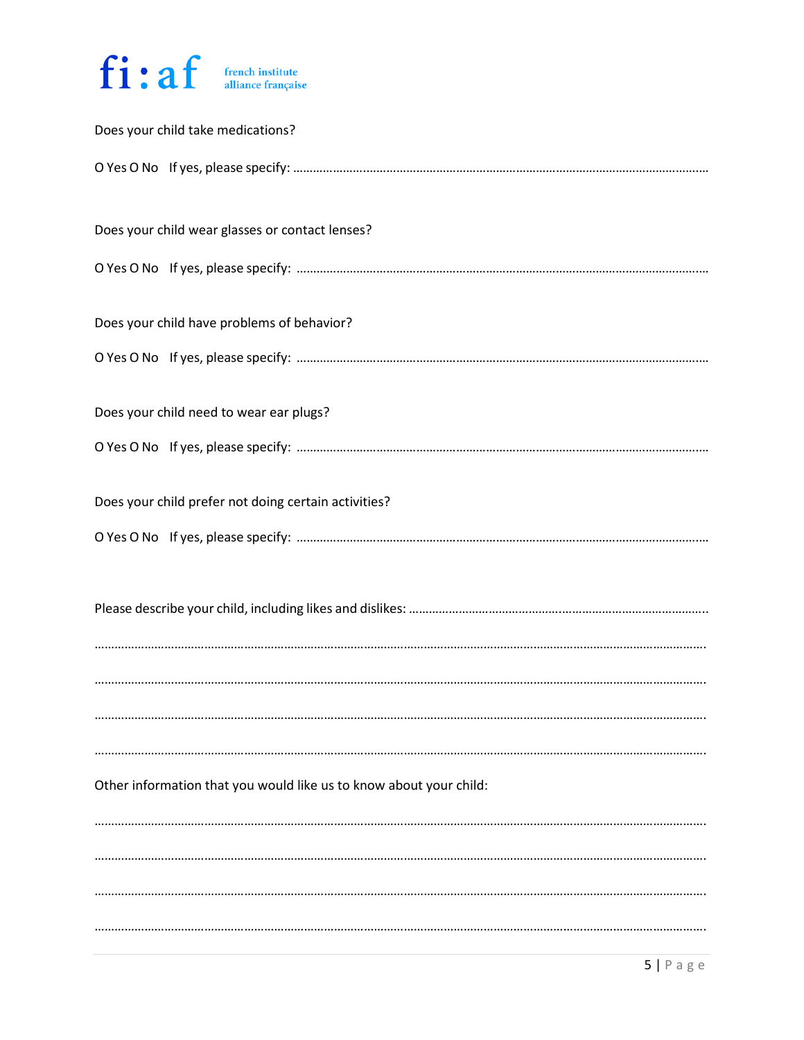Does your child take medications?

O Yes O No   If yes, please specify: ……………………………………………………………………………………………………………

Does your child wear glasses or contact lenses?

O Yes O No   If yes, please specify: ……………………………………………………………………………………………………………

Does your child have problems of behavior?

O Yes O No   If yes, please specify: ……………………………………………………………………………………………………………

Does your child need to wear ear plugs?

O Yes O No   If yes, please specify: ……………………………………………………………………………………………………………

Does your child prefer not doing certain activities?

O Yes O No   If yes, please specify: ……………………………………………………………………………………………………………

Please describe your child, including likes and dislikes: ……………………………………………………………………………………

……………………………………………………………………………………………………………………………………………………………………

……………………………………………………………………………………………………………………………………………………………………

……………………………………………………………………………………………………………………………………………………………………

……………………………………………………………………………………………………………………………………………………………………

Other information that you would like us to know about your child:

……………………………………………………………………………………………………………………………………………………………………

……………………………………………………………………………………………………………………………………………………………………

……………………………………………………………………………………………………………………………………………………………………

……………………………………………………………………………………………………………………………………………………………………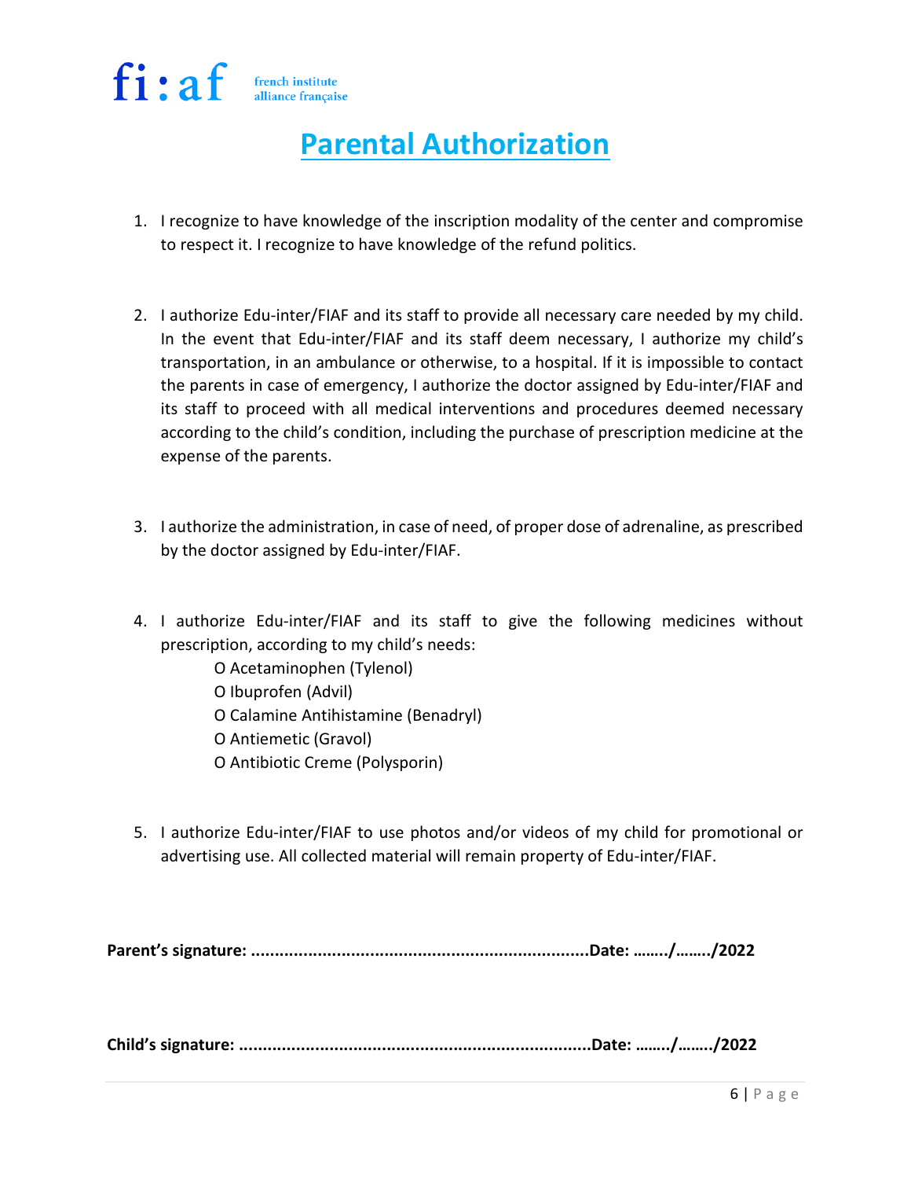fi:af french institute alliance française

# Parental Authorization

1. I recognize to have knowledge of the inscription modality of the center and compromise to respect it. I recognize to have knowledge of the refund politics.

2. I authorize Edu-inter/FIAF and its staff to provide all necessary care needed by my child. In the event that Edu-inter/FIAF and its staff deem necessary, I authorize my child's transportation, in an ambulance or otherwise, to a hospital. If it is impossible to contact the parents in case of emergency, I authorize the doctor assigned by Edu-inter/FIAF and its staff to proceed with all medical interventions and procedures deemed necessary according to the child's condition, including the purchase of prescription medicine at the expense of the parents.

3. I authorize the administration, in case of need, of proper dose of adrenaline, as prescribed by the doctor assigned by Edu-inter/FIAF.

4. I authorize Edu-inter/FIAF and its staff to give the following medicines without prescription, according to my child's needs:
   - O Acetaminophen (Tylenol)
   - O Ibuprofen (Advil)
   - O Calamine Antihistamine (Benadryl)
   - O Antiemetic (Gravol)
   - O Antibiotic Creme (Polysporin)

5. I authorize Edu-inter/FIAF to use photos and/or videos of my child for promotional or advertising use. All collected material will remain property of Edu-inter/FIAF.

**Parent's signature: ......................................................................Date: ……../……../2022**

**Child's signature: ........................................................................Date: ……../……../2022**